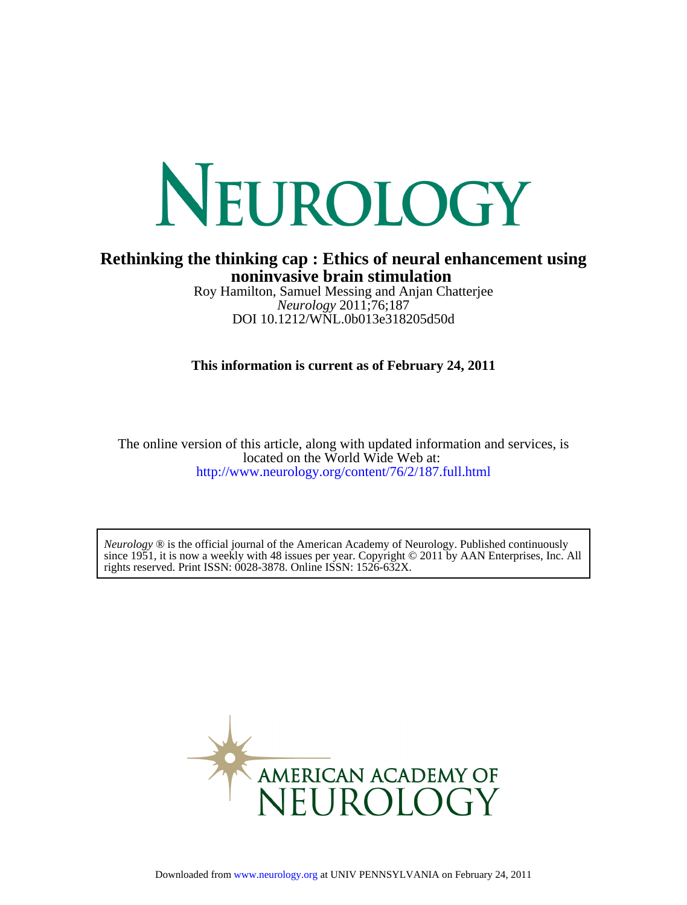# NEUROLOGY

**Rethinking the thinking cap : Ethics of neural enhancement using noninvasive brain stimulation**

Roy Hamilton, Samuel Messing and Anjan Chatterjee

*Neurology* 2011;76;187

DOI 10.1212/WNL.0b013e318205d50d

**This information is current as of February 24, 2011**

The online version of this article, along with updated information and services, is located on the World Wide Web at:

http://www.neurology.org/content/76/2/187.full.html

*Neurology* ® is the official journal of the American Academy of Neurology. Published continuously since 1951, it is now a weekly with 48 issues per year. Copyright © 2011 by AAN Enterprises, Inc. All rights reserved. Print ISSN: 0028-3878. Online ISSN: 1526-632X.

AMERICAN ACADEMY OF NEUROLOGY

Downloaded from www.neurology.org at UNIV PENNSYLVANIA on February 24, 2011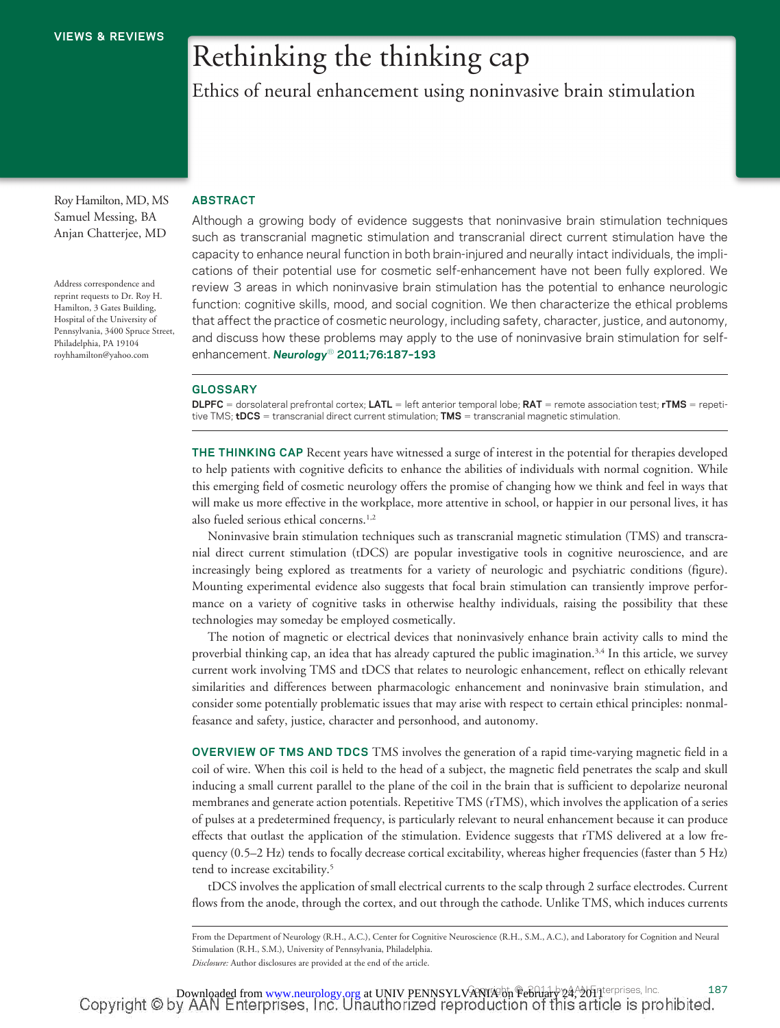VIEWS & REVIEWS

# Rethinking the thinking cap

## Ethics of neural enhancement using noninvasive brain stimulation

Roy Hamilton, MD, MS
Samuel Messing, BA
Anjan Chatterjee, MD

Address correspondence and reprint requests to Dr. Roy H. Hamilton, 3 Gates Building, Hospital of the University of Pennsylvania, 3400 Spruce Street, Philadelphia, PA 19104
royhhamilton@yahoo.com

### ABSTRACT

Although a growing body of evidence suggests that noninvasive brain stimulation techniques such as transcranial magnetic stimulation and transcranial direct current stimulation have the capacity to enhance neural function in both brain-injured and neurally intact individuals, the implications of their potential use for cosmetic self-enhancement have not been fully explored. We review 3 areas in which noninvasive brain stimulation has the potential to enhance neurologic function: cognitive skills, mood, and social cognition. We then characterize the ethical problems that affect the practice of cosmetic neurology, including safety, character, justice, and autonomy, and discuss how these problems may apply to the use of noninvasive brain stimulation for self-enhancement. *Neurology*® 2011;76:187–193

### GLOSSARY

**DLPFC** = dorsolateral prefrontal cortex; **LATL** = left anterior temporal lobe; **RAT** = remote association test; **rTMS** = repetitive TMS; **tDCS** = transcranial direct current stimulation; **TMS** = transcranial magnetic stimulation.

**THE THINKING CAP** Recent years have witnessed a surge of interest in the potential for therapies developed to help patients with cognitive deficits to enhance the abilities of individuals with normal cognition. While this emerging field of cosmetic neurology offers the promise of changing how we think and feel in ways that will make us more effective in the workplace, more attentive in school, or happier in our personal lives, it has also fueled serious ethical concerns.[1,2]

Noninvasive brain stimulation techniques such as transcranial magnetic stimulation (TMS) and transcranial direct current stimulation (tDCS) are popular investigative tools in cognitive neuroscience, and are increasingly being explored as treatments for a variety of neurologic and psychiatric conditions (figure). Mounting experimental evidence also suggests that focal brain stimulation can transiently improve performance on a variety of cognitive tasks in otherwise healthy individuals, raising the possibility that these technologies may someday be employed cosmetically.

The notion of magnetic or electrical devices that noninvasively enhance brain activity calls to mind the proverbial thinking cap, an idea that has already captured the public imagination.[3,4] In this article, we survey current work involving TMS and tDCS that relates to neurologic enhancement, reflect on ethically relevant similarities and differences between pharmacologic enhancement and noninvasive brain stimulation, and consider some potentially problematic issues that may arise with respect to certain ethical principles: nonmalfeasance and safety, justice, character and personhood, and autonomy.

**OVERVIEW OF TMS AND TDCS** TMS involves the generation of a rapid time-varying magnetic field in a coil of wire. When this coil is held to the head of a subject, the magnetic field penetrates the scalp and skull inducing a small current parallel to the plane of the coil in the brain that is sufficient to depolarize neuronal membranes and generate action potentials. Repetitive TMS (rTMS), which involves the application of a series of pulses at a predetermined frequency, is particularly relevant to neural enhancement because it can produce effects that outlast the application of the stimulation. Evidence suggests that rTMS delivered at a low frequency (0.5–2 Hz) tends to focally decrease cortical excitability, whereas higher frequencies (faster than 5 Hz) tend to increase excitability.[5]

tDCS involves the application of small electrical currents to the scalp through 2 surface electrodes. Current flows from the anode, through the cortex, and out through the cathode. Unlike TMS, which induces currents

From the Department of Neurology (R.H., A.C.), Center for Cognitive Neuroscience (R.H., S.M., A.C.), and Laboratory for Cognition and Neural Stimulation (R.H., S.M.), University of Pennsylvania, Philadelphia.

*Disclosure:* Author disclosures are provided at the end of the article.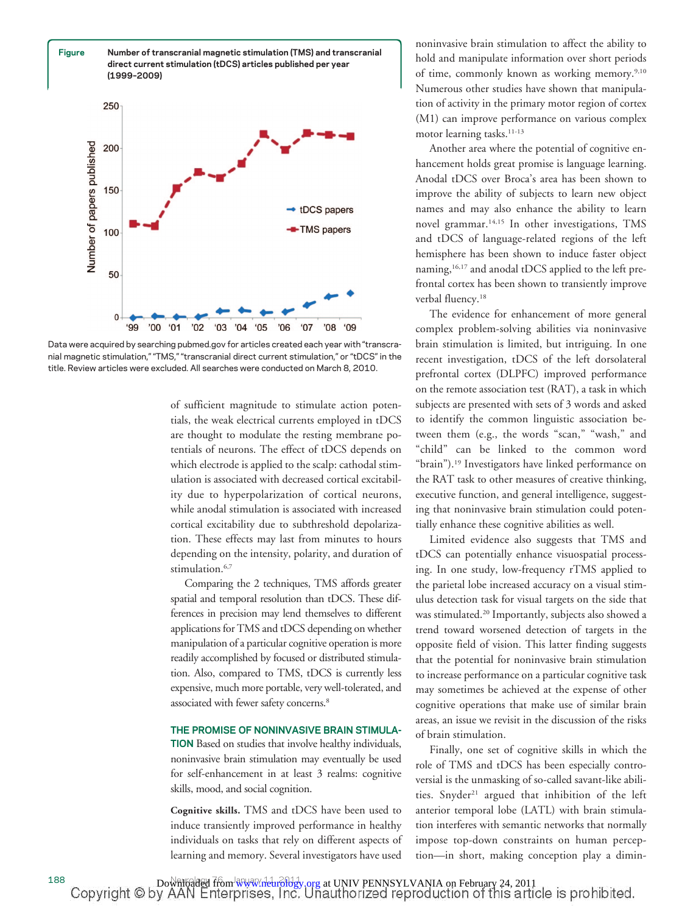**Figure** Number of transcranial magnetic stimulation (TMS) and transcranial direct current stimulation (tDCS) articles published per year (1999–2009)

Data were acquired by searching pubmed.gov for articles created each year with "transcranial magnetic stimulation," "TMS," "transcranial direct current stimulation," or "tDCS" in the title. Review articles were excluded. All searches were conducted on March 8, 2010.

of sufficient magnitude to stimulate action potentials, the weak electrical currents employed in tDCS are thought to modulate the resting membrane potentials of neurons. The effect of tDCS depends on which electrode is applied to the scalp: cathodal stimulation is associated with decreased cortical excitability due to hyperpolarization of cortical neurons, while anodal stimulation is associated with increased cortical excitability due to subthreshold depolarization. These effects may last from minutes to hours depending on the intensity, polarity, and duration of stimulation.[6,7]

Comparing the 2 techniques, TMS affords greater spatial and temporal resolution than tDCS. These differences in precision may lend themselves to different applications for TMS and tDCS depending on whether manipulation of a particular cognitive operation is more readily accomplished by focused or distributed stimulation. Also, compared to TMS, tDCS is currently less expensive, much more portable, very well-tolerated, and associated with fewer safety concerns.[8]

**THE PROMISE OF NONINVASIVE BRAIN STIMULATION** Based on studies that involve healthy individuals, noninvasive brain stimulation may eventually be used for self-enhancement in at least 3 realms: cognitive skills, mood, and social cognition.

**Cognitive skills.** TMS and tDCS have been used to induce transiently improved performance in healthy individuals on tasks that rely on different aspects of learning and memory. Several investigators have used noninvasive brain stimulation to affect the ability to hold and manipulate information over short periods of time, commonly known as working memory.[9,10] Numerous other studies have shown that manipulation of activity in the primary motor region of cortex (M1) can improve performance on various complex motor learning tasks.[11-13]

Another area where the potential of cognitive enhancement holds great promise is language learning. Anodal tDCS over Broca's area has been shown to improve the ability of subjects to learn new object names and may also enhance the ability to learn novel grammar.[14,15] In other investigations, TMS and tDCS of language-related regions of the left hemisphere has been shown to induce faster object naming,[16,17] and anodal tDCS applied to the left prefrontal cortex has been shown to transiently improve verbal fluency.[18]

The evidence for enhancement of more general complex problem-solving abilities via noninvasive brain stimulation is limited, but intriguing. In one recent investigation, tDCS of the left dorsolateral prefrontal cortex (DLPFC) improved performance on the remote association test (RAT), a task in which subjects are presented with sets of 3 words and asked to identify the common linguistic association between them (e.g., the words "scan," "wash," and "child" can be linked to the common word "brain").[19] Investigators have linked performance on the RAT task to other measures of creative thinking, executive function, and general intelligence, suggesting that noninvasive brain stimulation could potentially enhance these cognitive abilities as well.

Limited evidence also suggests that TMS and tDCS can potentially enhance visuospatial processing. In one study, low-frequency rTMS applied to the parietal lobe increased accuracy on a visual stimulus detection task for visual targets on the side that was stimulated.[20] Importantly, subjects also showed a trend toward worsened detection of targets in the opposite field of vision. This latter finding suggests that the potential for noninvasive brain stimulation to increase performance on a particular cognitive task may sometimes be achieved at the expense of other cognitive operations that make use of similar brain areas, an issue we revisit in the discussion of the risks of brain stimulation.

Finally, one set of cognitive skills in which the role of TMS and tDCS has been especially controversial is the unmasking of so-called savant-like abilities. Snyder[21] argued that inhibition of the left anterior temporal lobe (LATL) with brain stimulation interferes with semantic networks that normally impose top-down constraints on human perception—in short, making conception play a dimin-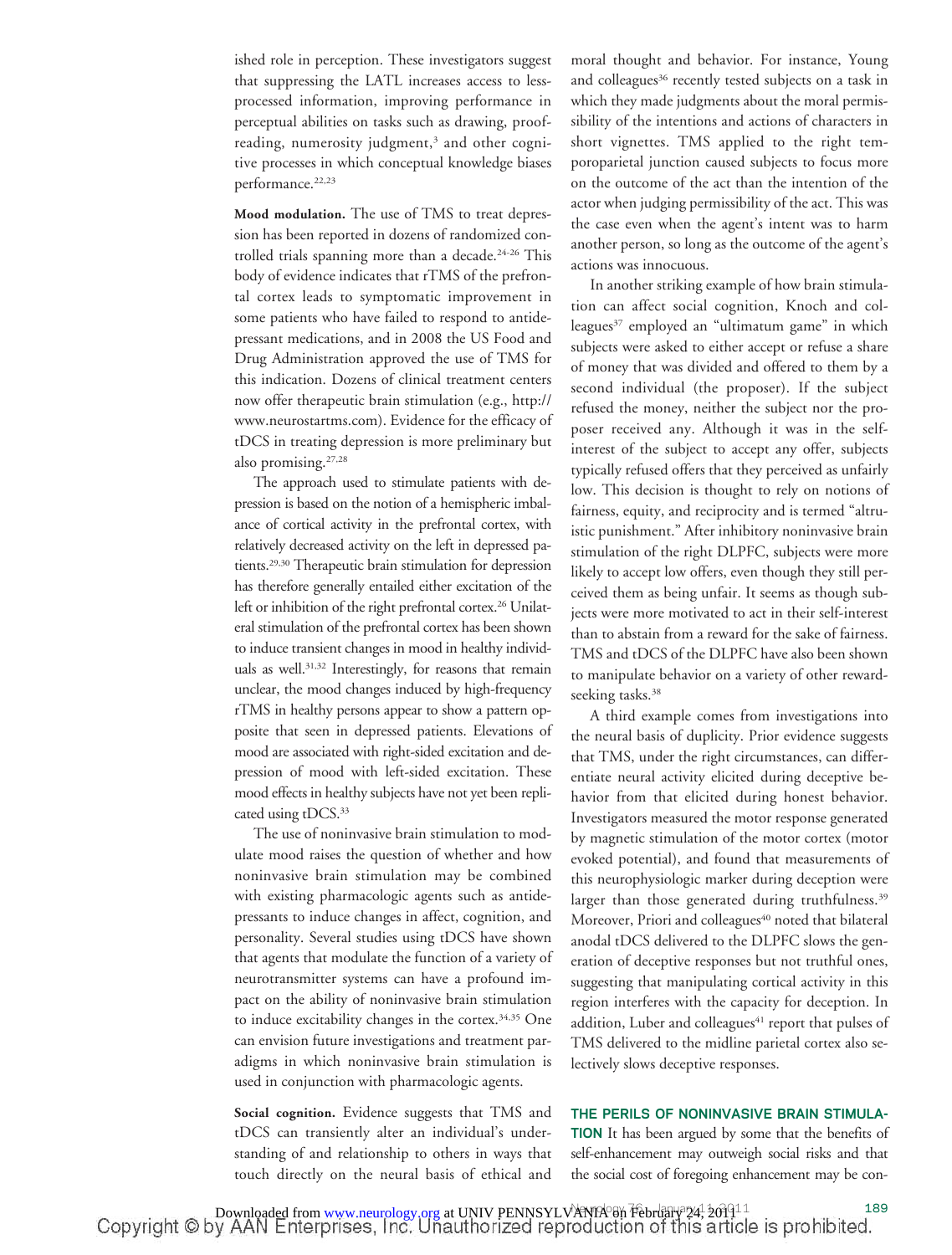ished role in perception. These investigators suggest that suppressing the LATL increases access to less-processed information, improving performance in perceptual abilities on tasks such as drawing, proofreading, numerosity judgment,[3] and other cognitive processes in which conceptual knowledge biases performance.[22,23]

**Mood modulation.** The use of TMS to treat depression has been reported in dozens of randomized controlled trials spanning more than a decade.[24-26] This body of evidence indicates that rTMS of the prefrontal cortex leads to symptomatic improvement in some patients who have failed to respond to antidepressant medications, and in 2008 the US Food and Drug Administration approved the use of TMS for this indication. Dozens of clinical treatment centers now offer therapeutic brain stimulation (e.g., http://www.neurostartms.com). Evidence for the efficacy of tDCS in treating depression is more preliminary but also promising.[27,28]

The approach used to stimulate patients with depression is based on the notion of a hemispheric imbalance of cortical activity in the prefrontal cortex, with relatively decreased activity on the left in depressed patients.[29,30] Therapeutic brain stimulation for depression has therefore generally entailed either excitation of the left or inhibition of the right prefrontal cortex.[26] Unilateral stimulation of the prefrontal cortex has been shown to induce transient changes in mood in healthy individuals as well.[31,32] Interestingly, for reasons that remain unclear, the mood changes induced by high-frequency rTMS in healthy persons appear to show a pattern opposite that seen in depressed patients. Elevations of mood are associated with right-sided excitation and depression of mood with left-sided excitation. These mood effects in healthy subjects have not yet been replicated using tDCS.[33]

The use of noninvasive brain stimulation to modulate mood raises the question of whether and how noninvasive brain stimulation may be combined with existing pharmacologic agents such as antidepressants to induce changes in affect, cognition, and personality. Several studies using tDCS have shown that agents that modulate the function of a variety of neurotransmitter systems can have a profound impact on the ability of noninvasive brain stimulation to induce excitability changes in the cortex.[34,35] One can envision future investigations and treatment paradigms in which noninvasive brain stimulation is used in conjunction with pharmacologic agents.

**Social cognition.** Evidence suggests that TMS and tDCS can transiently alter an individual's understanding of and relationship to others in ways that touch directly on the neural basis of ethical and moral thought and behavior. For instance, Young and colleagues[36] recently tested subjects on a task in which they made judgments about the moral permissibility of the intentions and actions of characters in short vignettes. TMS applied to the right temporoparietal junction caused subjects to focus more on the outcome of the act than the intention of the actor when judging permissibility of the act. This was the case even when the agent's intent was to harm another person, so long as the outcome of the agent's actions was innocuous.

In another striking example of how brain stimulation can affect social cognition, Knoch and colleagues[37] employed an "ultimatum game" in which subjects were asked to either accept or refuse a share of money that was divided and offered to them by a second individual (the proposer). If the subject refused the money, neither the subject nor the proposer received any. Although it was in the self-interest of the subject to accept any offer, subjects typically refused offers that they perceived as unfairly low. This decision is thought to rely on notions of fairness, equity, and reciprocity and is termed "altruistic punishment." After inhibitory noninvasive brain stimulation of the right DLPFC, subjects were more likely to accept low offers, even though they still perceived them as being unfair. It seems as though subjects were more motivated to act in their self-interest than to abstain from a reward for the sake of fairness. TMS and tDCS of the DLPFC have also been shown to manipulate behavior on a variety of other reward-seeking tasks.[38]

A third example comes from investigations into the neural basis of duplicity. Prior evidence suggests that TMS, under the right circumstances, can differentiate neural activity elicited during deceptive behavior from that elicited during honest behavior. Investigators measured the motor response generated by magnetic stimulation of the motor cortex (motor evoked potential), and found that measurements of this neurophysiologic marker during deception were larger than those generated during truthfulness.[39] Moreover, Priori and colleagues[40] noted that bilateral anodal tDCS delivered to the DLPFC slows the generation of deceptive responses but not truthful ones, suggesting that manipulating cortical activity in this region interferes with the capacity for deception. In addition, Luber and colleagues[41] report that pulses of TMS delivered to the midline parietal cortex also selectively slows deceptive responses.

**THE PERILS OF NONINVASIVE BRAIN STIMULATION** It has been argued by some that the benefits of self-enhancement may outweigh social risks and that the social cost of foregoing enhancement may be con-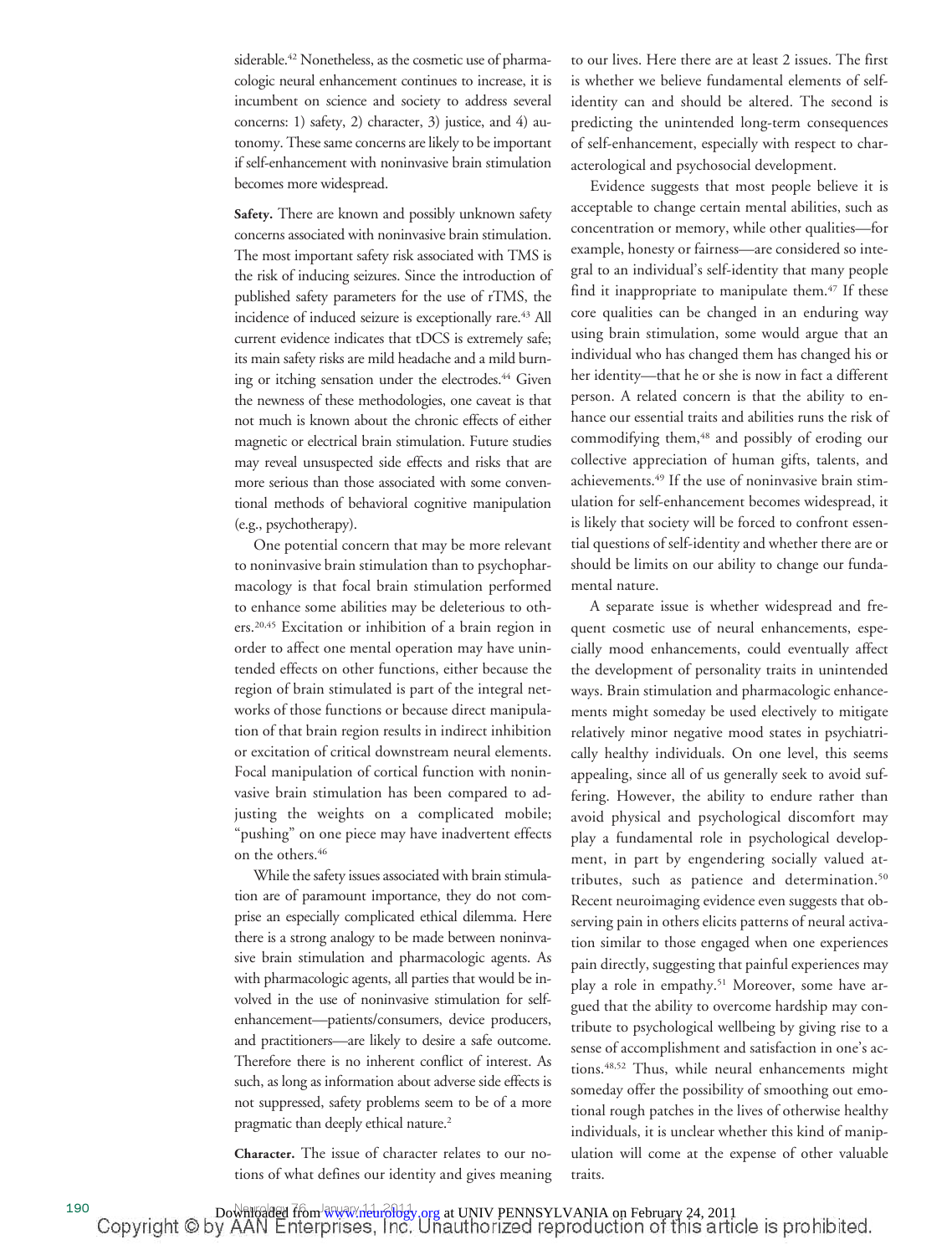siderable.[42] Nonetheless, as the cosmetic use of pharmacologic neural enhancement continues to increase, it is incumbent on science and society to address several concerns: 1) safety, 2) character, 3) justice, and 4) autonomy. These same concerns are likely to be important if self-enhancement with noninvasive brain stimulation becomes more widespread.

**Safety.** There are known and possibly unknown safety concerns associated with noninvasive brain stimulation. The most important safety risk associated with TMS is the risk of inducing seizures. Since the introduction of published safety parameters for the use of rTMS, the incidence of induced seizure is exceptionally rare.[43] All current evidence indicates that tDCS is extremely safe; its main safety risks are mild headache and a mild burning or itching sensation under the electrodes.[44] Given the newness of these methodologies, one caveat is that not much is known about the chronic effects of either magnetic or electrical brain stimulation. Future studies may reveal unsuspected side effects and risks that are more serious than those associated with some conventional methods of behavioral cognitive manipulation (e.g., psychotherapy).

One potential concern that may be more relevant to noninvasive brain stimulation than to psychopharmacology is that focal brain stimulation performed to enhance some abilities may be deleterious to others.[20,45] Excitation or inhibition of a brain region in order to affect one mental operation may have unintended effects on other functions, either because the region of brain stimulated is part of the integral networks of those functions or because direct manipulation of that brain region results in indirect inhibition or excitation of critical downstream neural elements. Focal manipulation of cortical function with noninvasive brain stimulation has been compared to adjusting the weights on a complicated mobile; "pushing" on one piece may have inadvertent effects on the others.[46]

While the safety issues associated with brain stimulation are of paramount importance, they do not comprise an especially complicated ethical dilemma. Here there is a strong analogy to be made between noninvasive brain stimulation and pharmacologic agents. As with pharmacologic agents, all parties that would be involved in the use of noninvasive stimulation for self-enhancement—patients/consumers, device producers, and practitioners—are likely to desire a safe outcome. Therefore there is no inherent conflict of interest. As such, as long as information about adverse side effects is not suppressed, safety problems seem to be of a more pragmatic than deeply ethical nature.[2]

**Character.** The issue of character relates to our notions of what defines our identity and gives meaning to our lives. Here there are at least 2 issues. The first is whether we believe fundamental elements of self-identity can and should be altered. The second is predicting the unintended long-term consequences of self-enhancement, especially with respect to characterological and psychosocial development.

Evidence suggests that most people believe it is acceptable to change certain mental abilities, such as concentration or memory, while other qualities—for example, honesty or fairness—are considered so integral to an individual's self-identity that many people find it inappropriate to manipulate them.[47] If these core qualities can be changed in an enduring way using brain stimulation, some would argue that an individual who has changed them has changed his or her identity—that he or she is now in fact a different person. A related concern is that the ability to enhance our essential traits and abilities runs the risk of commodifying them,[48] and possibly of eroding our collective appreciation of human gifts, talents, and achievements.[49] If the use of noninvasive brain stimulation for self-enhancement becomes widespread, it is likely that society will be forced to confront essential questions of self-identity and whether there are or should be limits on our ability to change our fundamental nature.

A separate issue is whether widespread and frequent cosmetic use of neural enhancements, especially mood enhancements, could eventually affect the development of personality traits in unintended ways. Brain stimulation and pharmacologic enhancements might someday be used electively to mitigate relatively minor negative mood states in psychiatrically healthy individuals. On one level, this seems appealing, since all of us generally seek to avoid suffering. However, the ability to endure rather than avoid physical and psychological discomfort may play a fundamental role in psychological development, in part by engendering socially valued attributes, such as patience and determination.[50] Recent neuroimaging evidence even suggests that observing pain in others elicits patterns of neural activation similar to those engaged when one experiences pain directly, suggesting that painful experiences may play a role in empathy.[51] Moreover, some have argued that the ability to overcome hardship may contribute to psychological wellbeing by giving rise to a sense of accomplishment and satisfaction in one's actions.[48,52] Thus, while neural enhancements might someday offer the possibility of smoothing out emotional rough patches in the lives of otherwise healthy individuals, it is unclear whether this kind of manipulation will come at the expense of other valuable traits.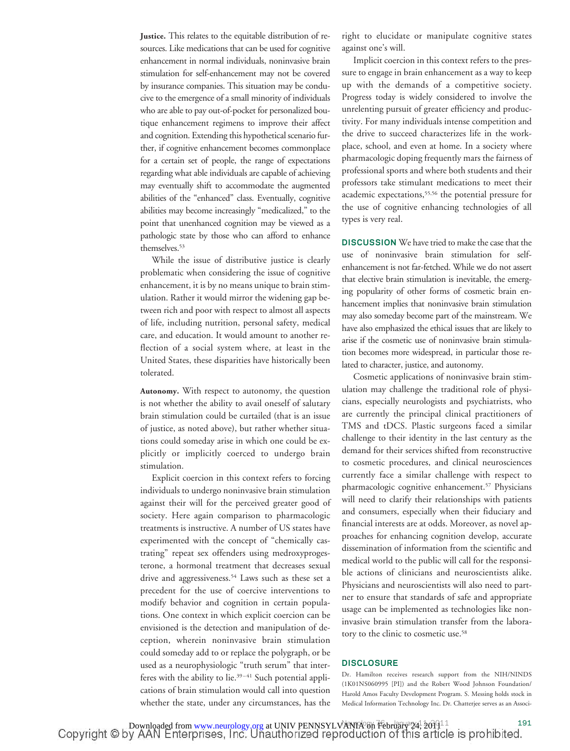**Justice.** This relates to the equitable distribution of resources. Like medications that can be used for cognitive enhancement in normal individuals, noninvasive brain stimulation for self-enhancement may not be covered by insurance companies. This situation may be conducive to the emergence of a small minority of individuals who are able to pay out-of-pocket for personalized boutique enhancement regimens to improve their affect and cognition. Extending this hypothetical scenario further, if cognitive enhancement becomes commonplace for a certain set of people, the range of expectations regarding what able individuals are capable of achieving may eventually shift to accommodate the augmented abilities of the "enhanced" class. Eventually, cognitive abilities may become increasingly "medicalized," to the point that unenhanced cognition may be viewed as a pathologic state by those who can afford to enhance themselves.[53]

While the issue of distributive justice is clearly problematic when considering the issue of cognitive enhancement, it is by no means unique to brain stimulation. Rather it would mirror the widening gap between rich and poor with respect to almost all aspects of life, including nutrition, personal safety, medical care, and education. It would amount to another reflection of a social system where, at least in the United States, these disparities have historically been tolerated.

**Autonomy.** With respect to autonomy, the question is not whether the ability to avail oneself of salutary brain stimulation could be curtailed (that is an issue of justice, as noted above), but rather whether situations could someday arise in which one could be explicitly or implicitly coerced to undergo brain stimulation.

Explicit coercion in this context refers to forcing individuals to undergo noninvasive brain stimulation against their will for the perceived greater good of society. Here again comparison to pharmacologic treatments is instructive. A number of US states have experimented with the concept of "chemically castrating" repeat sex offenders using medroxyprogesterone, a hormonal treatment that decreases sexual drive and aggressiveness.[54] Laws such as these set a precedent for the use of coercive interventions to modify behavior and cognition in certain populations. One context in which explicit coercion can be envisioned is the detection and manipulation of deception, wherein noninvasive brain stimulation could someday add to or replace the polygraph, or be used as a neurophysiologic "truth serum" that interferes with the ability to lie.[39–41] Such potential applications of brain stimulation would call into question whether the state, under any circumstances, has the right to elucidate or manipulate cognitive states against one's will.

Implicit coercion in this context refers to the pressure to engage in brain enhancement as a way to keep up with the demands of a competitive society. Progress today is widely considered to involve the unrelenting pursuit of greater efficiency and productivity. For many individuals intense competition and the drive to succeed characterizes life in the workplace, school, and even at home. In a society where pharmacologic doping frequently mars the fairness of professional sports and where both students and their professors take stimulant medications to meet their academic expectations,[55,56] the potential pressure for the use of cognitive enhancing technologies of all types is very real.

## DISCUSSION

We have tried to make the case that the use of noninvasive brain stimulation for self-enhancement is not far-fetched. While we do not assert that elective brain stimulation is inevitable, the emerging popularity of other forms of cosmetic brain enhancement implies that noninvasive brain stimulation may also someday become part of the mainstream. We have also emphasized the ethical issues that are likely to arise if the cosmetic use of noninvasive brain stimulation becomes more widespread, in particular those related to character, justice, and autonomy.

Cosmetic applications of noninvasive brain stimulation may challenge the traditional role of physicians, especially neurologists and psychiatrists, who are currently the principal clinical practitioners of TMS and tDCS. Plastic surgeons faced a similar challenge to their identity in the last century as the demand for their services shifted from reconstructive to cosmetic procedures, and clinical neurosciences currently face a similar challenge with respect to pharmacologic cognitive enhancement.[57] Physicians will need to clarify their relationships with patients and consumers, especially when their fiduciary and financial interests are at odds. Moreover, as novel approaches for enhancing cognition develop, accurate dissemination of information from the scientific and medical world to the public will call for the responsible actions of clinicians and neuroscientists alike. Physicians and neuroscientists will also need to partner to ensure that standards of safe and appropriate usage can be implemented as technologies like noninvasive brain stimulation transfer from the laboratory to the clinic to cosmetic use.[58]

## DISCLOSURE

Dr. Hamilton receives research support from the NIH/NINDS (1K01NS060995 [PI]) and the Robert Wood Johnson Foundation/Harold Amos Faculty Development Program. S. Messing holds stock in Medical Information Technology Inc. Dr. Chatterjee serves as an Associ-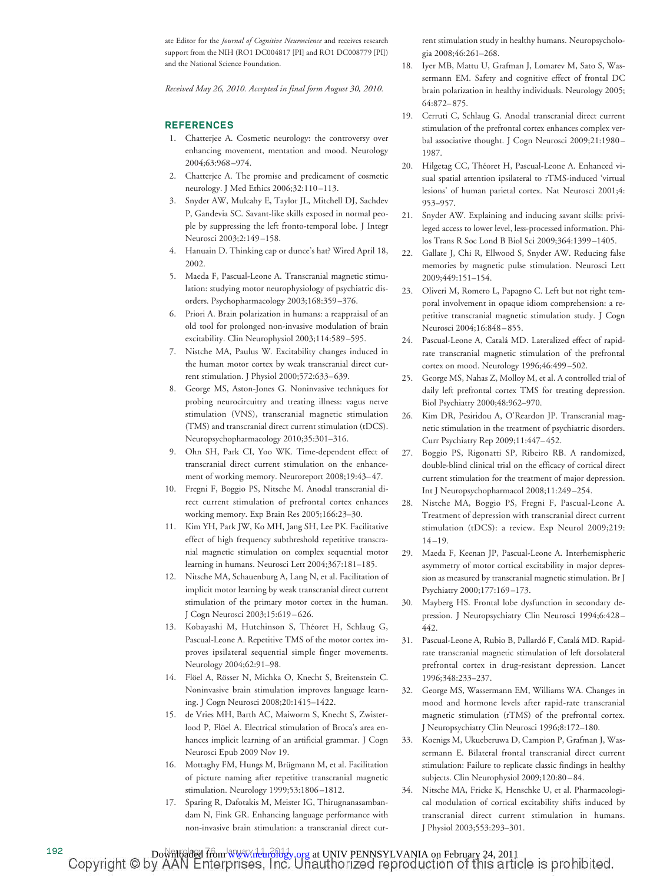ate Editor for the *Journal of Cognitive Neuroscience* and receives research support from the NIH (RO1 DC004817 [PI] and RO1 DC008779 [PI]) and the National Science Foundation.

*Received May 26, 2010. Accepted in final form August 30, 2010.*

## REFERENCES

1. Chatterjee A. Cosmetic neurology: the controversy over enhancing movement, mentation and mood. Neurology 2004;63:968–974.
2. Chatterjee A. The promise and predicament of cosmetic neurology. J Med Ethics 2006;32:110–113.
3. Snyder AW, Mulcahy E, Taylor JL, Mitchell DJ, Sachdev P, Gandevia SC. Savant-like skills exposed in normal people by suppressing the left fronto-temporal lobe. J Integr Neurosci 2003;2:149–158.
4. Hanuain D. Thinking cap or dunce's hat? Wired April 18, 2002.
5. Maeda F, Pascual-Leone A. Transcranial magnetic stimulation: studying motor neurophysiology of psychiatric disorders. Psychopharmacology 2003;168:359–376.
6. Priori A. Brain polarization in humans: a reappraisal of an old tool for prolonged non-invasive modulation of brain excitability. Clin Neurophysiol 2003;114:589–595.
7. Nistche MA, Paulus W. Excitability changes induced in the human motor cortex by weak transcranial direct current stimulation. J Physiol 2000;572:633–639.
8. George MS, Aston-Jones G. Noninvasive techniques for probing neurocircuitry and treating illness: vagus nerve stimulation (VNS), transcranial magnetic stimulation (TMS) and transcranial direct current stimulation (tDCS). Neuropsychopharmacology 2010;35:301–316.
9. Ohn SH, Park CI, Yoo WK. Time-dependent effect of transcranial direct current stimulation on the enhancement of working memory. Neuroreport 2008;19:43–47.
10. Fregni F, Boggio PS, Nitsche M. Anodal transcranial direct current stimulation of prefrontal cortex enhances working memory. Exp Brain Res 2005;166:23–30.
11. Kim YH, Park JW, Ko MH, Jang SH, Lee PK. Facilitative effect of high frequency subthreshold repetitive transcranial magnetic stimulation on complex sequential motor learning in humans. Neurosci Lett 2004;367:181–185.
12. Nitsche MA, Schauenburg A, Lang N, et al. Facilitation of implicit motor learning by weak transcranial direct current stimulation of the primary motor cortex in the human. J Cogn Neurosci 2003;15:619–626.
13. Kobayashi M, Hutchinson S, Théoret H, Schlaug G, Pascual-Leone A. Repetitive TMS of the motor cortex improves ipsilateral sequential simple finger movements. Neurology 2004;62:91–98.
14. Flöel A, Rösser N, Michka O, Knecht S, Breitenstein C. Noninvasive brain stimulation improves language learning. J Cogn Neurosci 2008;20:1415–1422.
15. de Vries MH, Barth AC, Maiworm S, Knecht S, Zwisterlood P, Flöel A. Electrical stimulation of Broca's area enhances implicit learning of an artificial grammar. J Cogn Neurosci Epub 2009 Nov 19.
16. Mottaghy FM, Hungs M, Brügmann M, et al. Facilitation of picture naming after repetitive transcranial magnetic stimulation. Neurology 1999;53:1806–1812.
17. Sparing R, Dafotakis M, Meister IG, Thirugnanasambandam N, Fink GR. Enhancing language performance with non-invasive brain stimulation: a transcranial direct current stimulation study in healthy humans. Neuropsychologia 2008;46:261–268.
18. Iyer MB, Mattu U, Grafman J, Lomarev M, Sato S, Wassermann EM. Safety and cognitive effect of frontal DC brain polarization in healthy individuals. Neurology 2005;64:872–875.
19. Cerruti C, Schlaug G. Anodal transcranial direct current stimulation of the prefrontal cortex enhances complex verbal associative thought. J Cogn Neurosci 2009;21:1980–1987.
20. Hilgetag CC, Théoret H, Pascual-Leone A. Enhanced visual spatial attention ipsilateral to rTMS-induced 'virtual lesions' of human parietal cortex. Nat Neurosci 2001;4:953–957.
21. Snyder AW. Explaining and inducing savant skills: privileged access to lower level, less-processed information. Philos Trans R Soc Lond B Biol Sci 2009;364:1399–1405.
22. Gallate J, Chi R, Ellwood S, Snyder AW. Reducing false memories by magnetic pulse stimulation. Neurosci Lett 2009;449:151–154.
23. Oliveri M, Romero L, Papagno C. Left but not right temporal involvement in opaque idiom comprehension: a repetitive transcranial magnetic stimulation study. J Cogn Neurosci 2004;16:848–855.
24. Pascual-Leone A, Catalá MD. Lateralized effect of rapid-rate transcranial magnetic stimulation of the prefrontal cortex on mood. Neurology 1996;46:499–502.
25. George MS, Nahas Z, Molloy M, et al. A controlled trial of daily left prefrontal cortex TMS for treating depression. Biol Psychiatry 2000;48:962–970.
26. Kim DR, Pesiridou A, O'Reardon JP. Transcranial magnetic stimulation in the treatment of psychiatric disorders. Curr Psychiatry Rep 2009;11:447–452.
27. Boggio PS, Rigonatti SP, Ribeiro RB. A randomized, double-blind clinical trial on the efficacy of cortical direct current stimulation for the treatment of major depression. Int J Neuropsychopharmacol 2008;11:249–254.
28. Nistche MA, Boggio PS, Fregni F, Pascual-Leone A. Treatment of depression with transcranial direct current stimulation (tDCS): a review. Exp Neurol 2009;219:14–19.
29. Maeda F, Keenan JP, Pascual-Leone A. Interhemispheric asymmetry of motor cortical excitability in major depression as measured by transcranial magnetic stimulation. Br J Psychiatry 2000;177:169–173.
30. Mayberg HS. Frontal lobe dysfunction in secondary depression. J Neuropsychiatry Clin Neurosci 1994;6:428–442.
31. Pascual-Leone A, Rubio B, Pallardó F, Catalá MD. Rapid-rate transcranial magnetic stimulation of left dorsolateral prefrontal cortex in drug-resistant depression. Lancet 1996;348:233–237.
32. George MS, Wassermann EM, Williams WA. Changes in mood and hormone levels after rapid-rate transcranial magnetic stimulation (rTMS) of the prefrontal cortex. J Neuropsychiatry Clin Neurosci 1996;8:172–180.
33. Koenigs M, Ukueberuwa D, Campion P, Grafman J, Wassermann E. Bilateral frontal transcranial direct current stimulation: Failure to replicate classic findings in healthy subjects. Clin Neurophysiol 2009;120:80–84.
34. Nitsche MA, Fricke K, Henschke U, et al. Pharmacological modulation of cortical excitability shifts induced by transcranial direct current stimulation in humans. J Physiol 2003;553:293–301.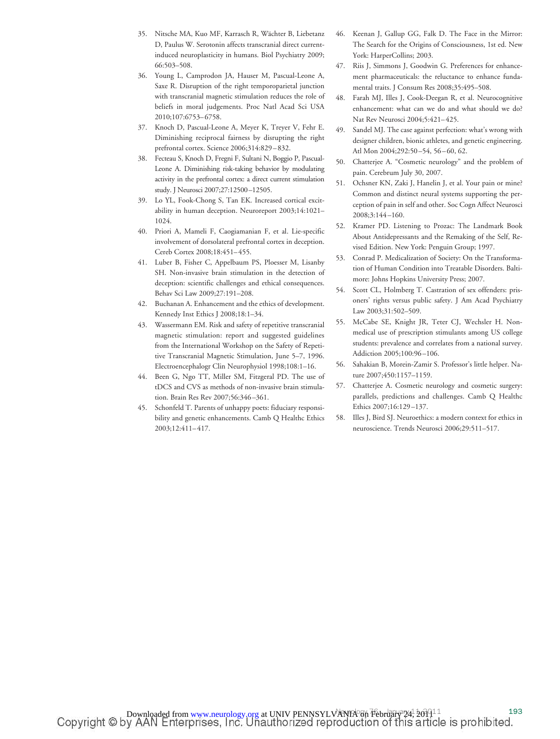35. Nitsche MA, Kuo MF, Karrasch R, Wächter B, Liebetanz D, Paulus W. Serotonin affects transcranial direct current-induced neuroplasticity in humans. Biol Psychiatry 2009;66:503–508.
36. Young L, Camprodon JA, Hauser M, Pascual-Leone A, Saxe R. Disruption of the right temporoparietal junction with transcranial magnetic stimulation reduces the role of beliefs in moral judgements. Proc Natl Acad Sci USA 2010;107:6753–6758.
37. Knoch D, Pascual-Leone A, Meyer K, Treyer V, Fehr E. Diminishing reciprocal fairness by disrupting the right prefrontal cortex. Science 2006;314:829–832.
38. Fecteau S, Knoch D, Fregni F, Sultani N, Boggio P, Pascual-Leone A. Diminishing risk-taking behavior by modulating activity in the prefrontal cortex: a direct current stimulation study. J Neurosci 2007;27:12500–12505.
39. Lo YL, Fook-Chong S, Tan EK. Increased cortical excitability in human deception. Neuroreport 2003;14:1021–1024.
40. Priori A, Mameli F, Caogiamanian F, et al. Lie-specific involvement of dorsolateral prefrontal cortex in deception. Cereb Cortex 2008;18:451–455.
41. Luber B, Fisher C, Appelbaum PS, Ploesser M, Lisanby SH. Non-invasive brain stimulation in the detection of deception: scientific challenges and ethical consequences. Behav Sci Law 2009;27:191–208.
42. Buchanan A. Enhancement and the ethics of development. Kennedy Inst Ethics J 2008;18:1–34.
43. Wassermann EM. Risk and safety of repetitive transcranial magnetic stimulation: report and suggested guidelines from the International Workshop on the Safety of Repetitive Transcranial Magnetic Stimulation, June 5–7, 1996. Electroencephalogr Clin Neurophysiol 1998;108:1–16.
44. Been G, Ngo TT, Miller SM, Fitzgeral PD. The use of tDCS and CVS as methods of non-invasive brain stimulation. Brain Res Rev 2007;56:346–361.
45. Schonfeld T. Parents of unhappy poets: fiduciary responsibility and genetic enhancements. Camb Q Healthc Ethics 2003;12:411–417.
46. Keenan J, Gallup GG, Falk D. The Face in the Mirror: The Search for the Origins of Consciousness, 1st ed. New York: HarperCollins; 2003.
47. Riis J, Simmons J, Goodwin G. Preferences for enhancement pharmaceuticals: the reluctance to enhance fundamental traits. J Consum Res 2008;35:495–508.
48. Farah MJ, Illes J, Cook-Deegan R, et al. Neurocognitive enhancement: what can we do and what should we do? Nat Rev Neurosci 2004;5:421–425.
49. Sandel MJ. The case against perfection: what's wrong with designer children, bionic athletes, and genetic engineering. Atl Mon 2004;292:50–54, 56–60, 62.
50. Chatterjee A. "Cosmetic neurology" and the problem of pain. Cerebrum July 30, 2007.
51. Ochsner KN, Zaki J, Hanelin J, et al. Your pain or mine? Common and distinct neural systems supporting the perception of pain in self and other. Soc Cogn Affect Neurosci 2008;3:144–160.
52. Kramer PD. Listening to Prozac: The Landmark Book About Antidepressants and the Remaking of the Self, Revised Edition. New York: Penguin Group; 1997.
53. Conrad P. Medicalization of Society: On the Transformation of Human Condition into Treatable Disorders. Baltimore: Johns Hopkins University Press; 2007.
54. Scott CL, Holmberg T. Castration of sex offenders: prisoners' rights versus public safety. J Am Acad Psychiatry Law 2003;31:502–509.
55. McCabe SE, Knight JR, Teter CJ, Wechsler H. Non-medical use of prescription stimulants among US college students: prevalence and correlates from a national survey. Addiction 2005;100:96–106.
56. Sahakian B, Morein-Zamir S. Professor's little helper. Nature 2007;450:1157–1159.
57. Chatterjee A. Cosmetic neurology and cosmetic surgery: parallels, predictions and challenges. Camb Q Healthc Ethics 2007;16:129–137.
58. Illes J, Bird SJ. Neuroethics: a modern context for ethics in neuroscience. Trends Neurosci 2006;29:511–517.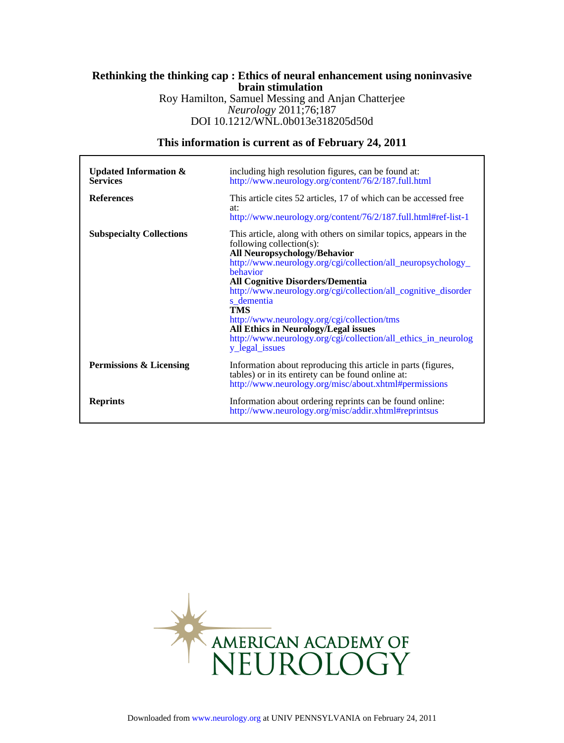**Rethinking the thinking cap : Ethics of neural enhancement using noninvasive brain stimulation**

Roy Hamilton, Samuel Messing and Anjan Chatterjee

*Neurology* 2011;76;187

DOI 10.1212/WNL.0b013e318205d50d

**This information is current as of February 24, 2011**

| | |
|---|---|
| **Updated Information & Services** | including high resolution figures, can be found at: http://www.neurology.org/content/76/2/187.full.html |
| **References** | This article cites 52 articles, 17 of which can be accessed free at: http://www.neurology.org/content/76/2/187.full.html#ref-list-1 |
| **Subspecialty Collections** | This article, along with others on similar topics, appears in the following collection(s): **All Neuropsychology/Behavior** http://www.neurology.org/cgi/collection/all_neuropsychology_behavior **All Cognitive Disorders/Dementia** http://www.neurology.org/cgi/collection/all_cognitive_disorders_dementia **TMS** http://www.neurology.org/cgi/collection/tms **All Ethics in Neurology/Legal issues** http://www.neurology.org/cgi/collection/all_ethics_in_neurology_legal_issues |
| **Permissions & Licensing** | Information about reproducing this article in parts (figures, tables) or in its entirety can be found online at: http://www.neurology.org/misc/about.xhtml#permissions |
| **Reprints** | Information about ordering reprints can be found online: http://www.neurology.org/misc/addir.xhtml#reprintsus |

AMERICAN ACADEMY OF NEUROLOGY

Downloaded from www.neurology.org at UNIV PENNSYLVANIA on February 24, 2011